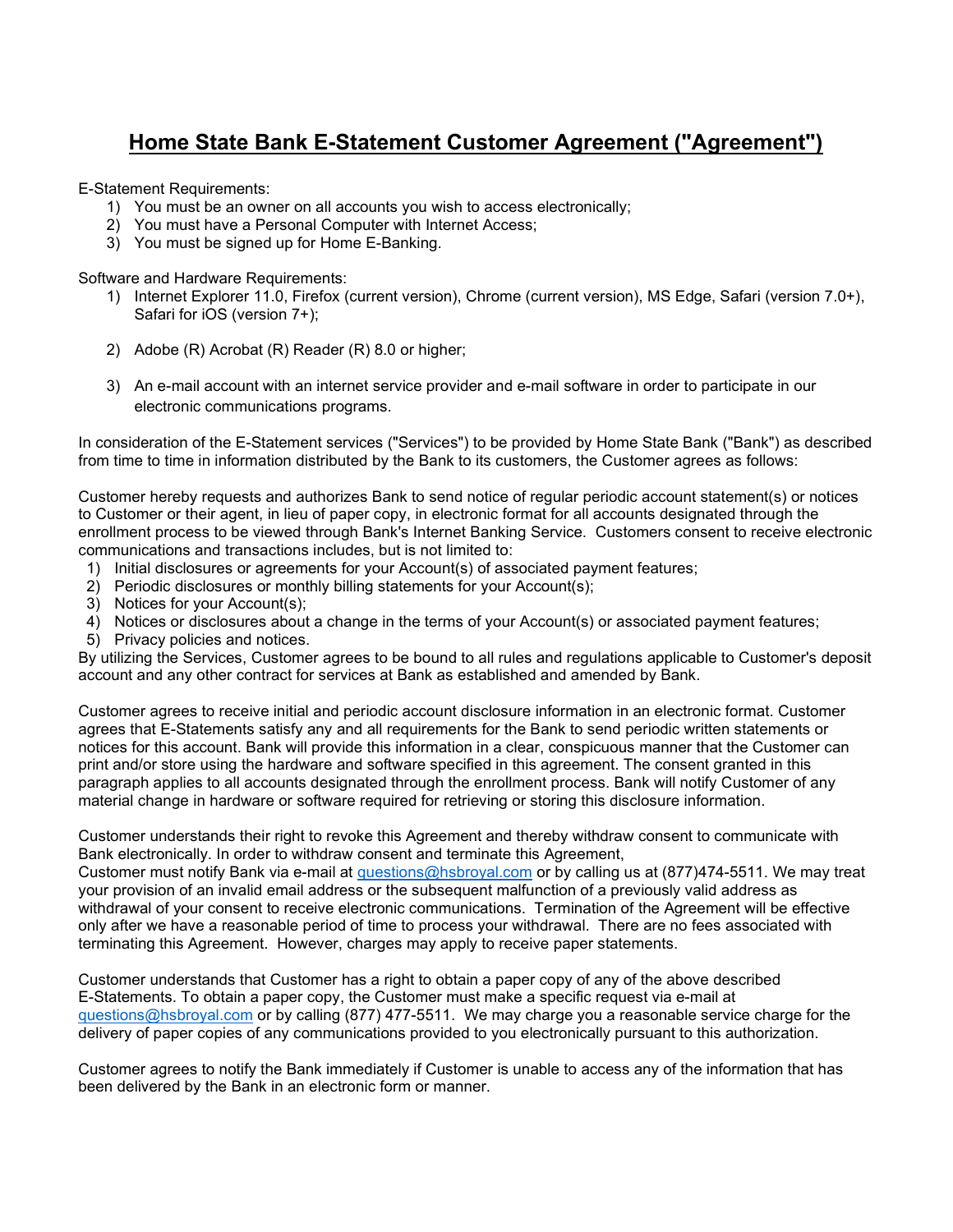# Home State Bank E-Statement Customer Agreement ("Agreement")

E-Statement Requirements:

1) You must be an owner on all accounts you wish to access electronically;
2) You must have a Personal Computer with Internet Access;
3) You must be signed up for Home E-Banking.

Software and Hardware Requirements:

1) Internet Explorer 11.0, Firefox (current version), Chrome (current version), MS Edge, Safari (version 7.0+), Safari for iOS (version 7+);
2) Adobe (R) Acrobat (R) Reader (R) 8.0 or higher;
3) An e-mail account with an internet service provider and e-mail software in order to participate in our electronic communications programs.

In consideration of the E-Statement services ("Services") to be provided by Home State Bank ("Bank") as described from time to time in information distributed by the Bank to its customers, the Customer agrees as follows:

Customer hereby requests and authorizes Bank to send notice of regular periodic account statement(s) or notices to Customer or their agent, in lieu of paper copy, in electronic format for all accounts designated through the enrollment process to be viewed through Bank's Internet Banking Service. Customers consent to receive electronic communications and transactions includes, but is not limited to:

1) Initial disclosures or agreements for your Account(s) of associated payment features;
2) Periodic disclosures or monthly billing statements for your Account(s);
3) Notices for your Account(s);
4) Notices or disclosures about a change in the terms of your Account(s) or associated payment features;
5) Privacy policies and notices.

By utilizing the Services, Customer agrees to be bound to all rules and regulations applicable to Customer's deposit account and any other contract for services at Bank as established and amended by Bank.

Customer agrees to receive initial and periodic account disclosure information in an electronic format. Customer agrees that E-Statements satisfy any and all requirements for the Bank to send periodic written statements or notices for this account. Bank will provide this information in a clear, conspicuous manner that the Customer can print and/or store using the hardware and software specified in this agreement. The consent granted in this paragraph applies to all accounts designated through the enrollment process. Bank will notify Customer of any material change in hardware or software required for retrieving or storing this disclosure information.

Customer understands their right to revoke this Agreement and thereby withdraw consent to communicate with Bank electronically. In order to withdraw consent and terminate this Agreement,
Customer must notify Bank via e-mail at questions@hsbroyal.com or by calling us at (877)474-5511. We may treat your provision of an invalid email address or the subsequent malfunction of a previously valid address as withdrawal of your consent to receive electronic communications. Termination of the Agreement will be effective only after we have a reasonable period of time to process your withdrawal. There are no fees associated with terminating this Agreement. However, charges may apply to receive paper statements.

Customer understands that Customer has a right to obtain a paper copy of any of the above described E-Statements. To obtain a paper copy, the Customer must make a specific request via e-mail at questions@hsbroyal.com or by calling (877) 477-5511. We may charge you a reasonable service charge for the delivery of paper copies of any communications provided to you electronically pursuant to this authorization.

Customer agrees to notify the Bank immediately if Customer is unable to access any of the information that has been delivered by the Bank in an electronic form or manner.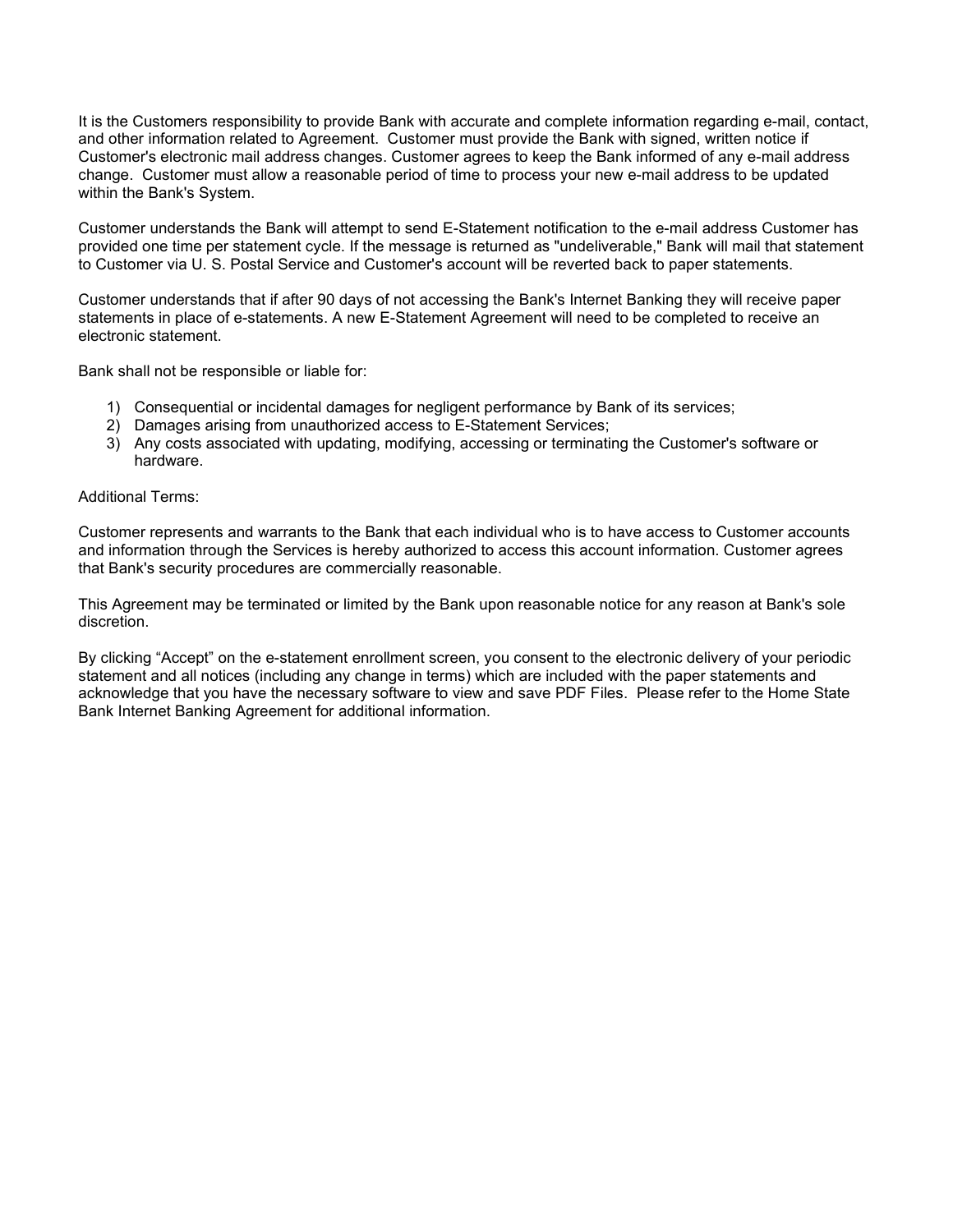It is the Customers responsibility to provide Bank with accurate and complete information regarding e-mail, contact, and other information related to Agreement. Customer must provide the Bank with signed, written notice if Customer's electronic mail address changes. Customer agrees to keep the Bank informed of any e-mail address change. Customer must allow a reasonable period of time to process your new e-mail address to be updated within the Bank's System.

Customer understands the Bank will attempt to send E-Statement notification to the e-mail address Customer has provided one time per statement cycle. If the message is returned as "undeliverable," Bank will mail that statement to Customer via U. S. Postal Service and Customer's account will be reverted back to paper statements.

Customer understands that if after 90 days of not accessing the Bank's Internet Banking they will receive paper statements in place of e-statements. A new E-Statement Agreement will need to be completed to receive an electronic statement.

Bank shall not be responsible or liable for:

1) Consequential or incidental damages for negligent performance by Bank of its services;
2) Damages arising from unauthorized access to E-Statement Services;
3) Any costs associated with updating, modifying, accessing or terminating the Customer's software or hardware.

Additional Terms:

Customer represents and warrants to the Bank that each individual who is to have access to Customer accounts and information through the Services is hereby authorized to access this account information. Customer agrees that Bank's security procedures are commercially reasonable.

This Agreement may be terminated or limited by the Bank upon reasonable notice for any reason at Bank's sole discretion.

By clicking “Accept” on the e-statement enrollment screen, you consent to the electronic delivery of your periodic statement and all notices (including any change in terms) which are included with the paper statements and acknowledge that you have the necessary software to view and save PDF Files. Please refer to the Home State Bank Internet Banking Agreement for additional information.